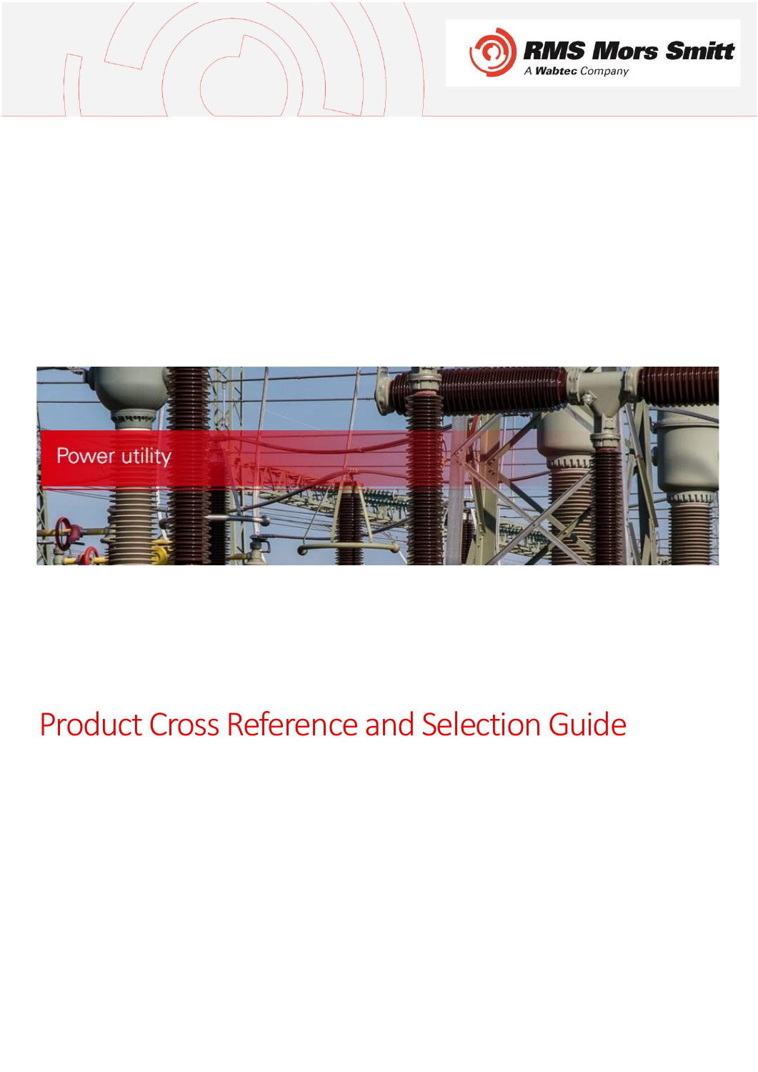RMS Mors Smitt

A Wabtec Company

Power utility

# Product Cross Reference and Selection Guide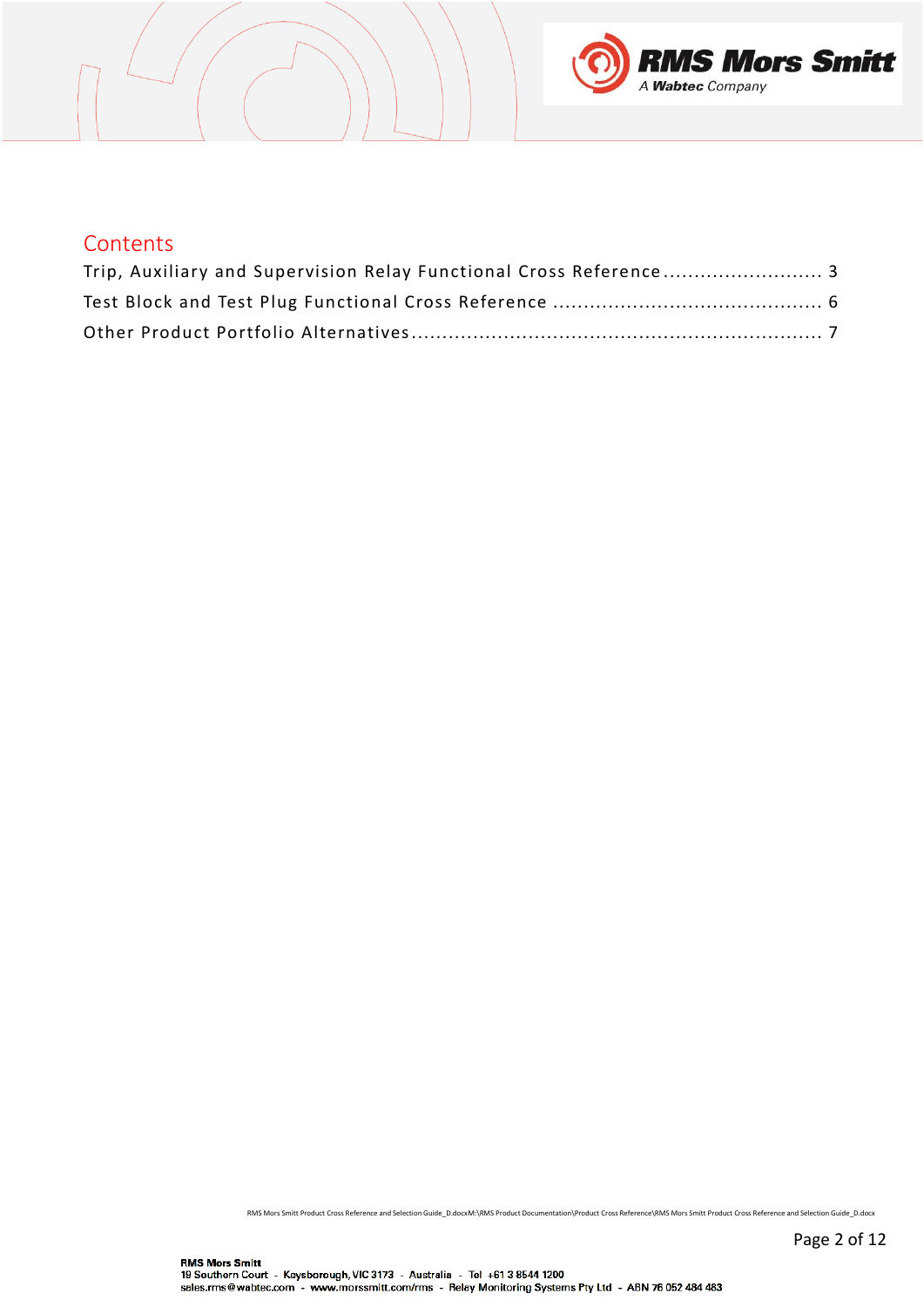# Contents

Trip, Auxiliary and Supervision Relay Functional Cross Reference ........................ 3

Test Block and Test Plug Functional Cross Reference ........................................... 6

Other Product Portfolio Alternatives.................................................................. 7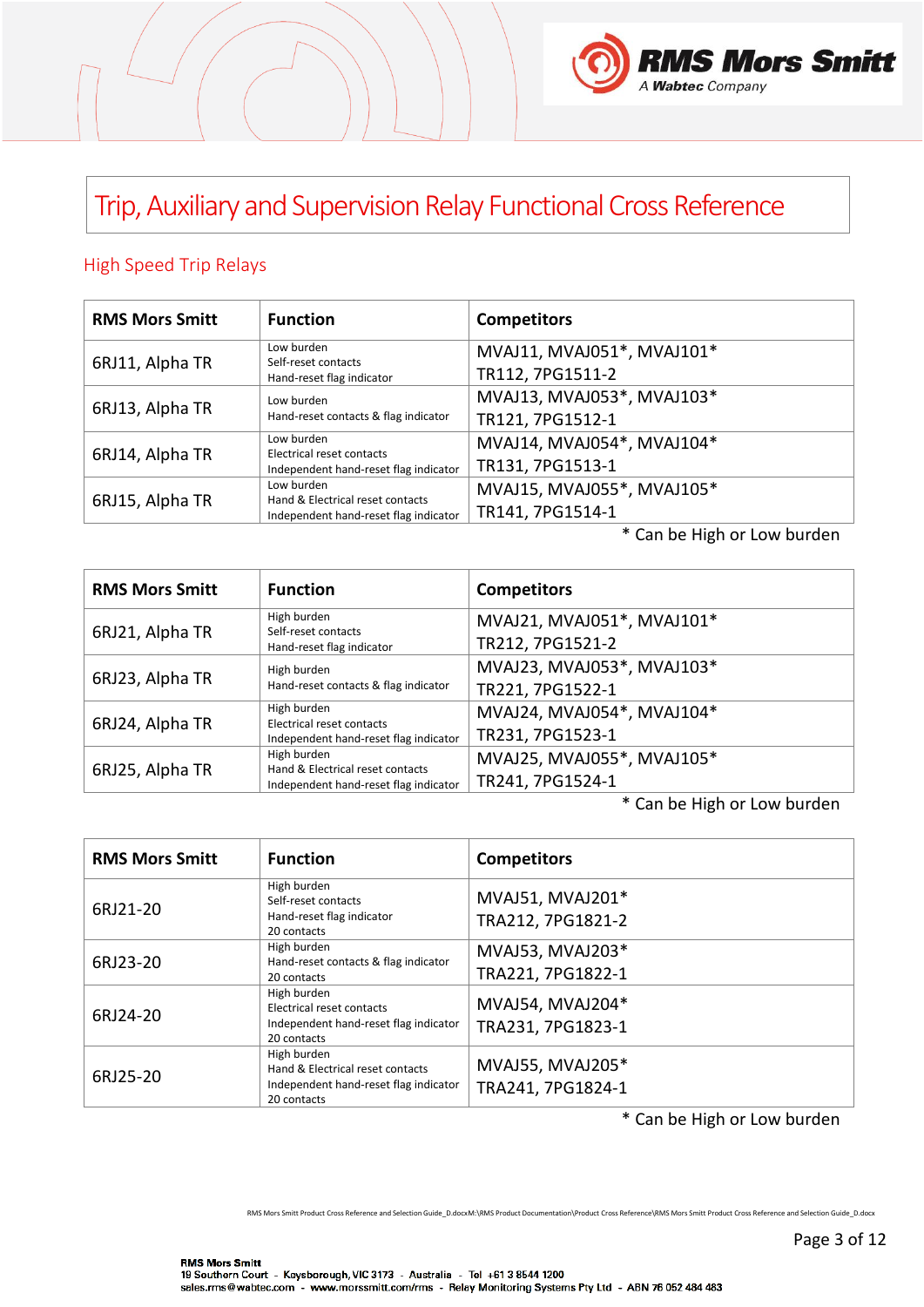# Trip, Auxiliary and Supervision Relay Functional Cross Reference

## High Speed Trip Relays

| RMS Mors Smitt | Function | Competitors |
|---|---|---|
| 6RJ11, Alpha TR | Low burden<br>Self-reset contacts<br>Hand-reset flag indicator | MVAJ11, MVAJ051*, MVAJ101*<br>TR112, 7PG1511-2 |
| 6RJ13, Alpha TR | Low burden<br>Hand-reset contacts & flag indicator | MVAJ13, MVAJ053*, MVAJ103*<br>TR121, 7PG1512-1 |
| 6RJ14, Alpha TR | Low burden<br>Electrical reset contacts<br>Independent hand-reset flag indicator | MVAJ14, MVAJ054*, MVAJ104*<br>TR131, 7PG1513-1 |
| 6RJ15, Alpha TR | Low burden<br>Hand & Electrical reset contacts<br>Independent hand-reset flag indicator | MVAJ15, MVAJ055*, MVAJ105*<br>TR141, 7PG1514-1 |

\* Can be High or Low burden

| RMS Mors Smitt | Function | Competitors |
|---|---|---|
| 6RJ21, Alpha TR | High burden<br>Self-reset contacts<br>Hand-reset flag indicator | MVAJ21, MVAJ051*, MVAJ101*<br>TR212, 7PG1521-2 |
| 6RJ23, Alpha TR | High burden<br>Hand-reset contacts & flag indicator | MVAJ23, MVAJ053*, MVAJ103*<br>TR221, 7PG1522-1 |
| 6RJ24, Alpha TR | High burden<br>Electrical reset contacts<br>Independent hand-reset flag indicator | MVAJ24, MVAJ054*, MVAJ104*<br>TR231, 7PG1523-1 |
| 6RJ25, Alpha TR | High burden<br>Hand & Electrical reset contacts<br>Independent hand-reset flag indicator | MVAJ25, MVAJ055*, MVAJ105*<br>TR241, 7PG1524-1 |

\* Can be High or Low burden

| RMS Mors Smitt | Function | Competitors |
|---|---|---|
| 6RJ21-20 | High burden<br>Self-reset contacts<br>Hand-reset flag indicator<br>20 contacts | MVAJ51, MVAJ201*<br>TRA212, 7PG1821-2 |
| 6RJ23-20 | High burden<br>Hand-reset contacts & flag indicator<br>20 contacts | MVAJ53, MVAJ203*<br>TRA221, 7PG1822-1 |
| 6RJ24-20 | High burden<br>Electrical reset contacts<br>Independent hand-reset flag indicator<br>20 contacts | MVAJ54, MVAJ204*<br>TRA231, 7PG1823-1 |
| 6RJ25-20 | High burden<br>Hand & Electrical reset contacts<br>Independent hand-reset flag indicator<br>20 contacts | MVAJ55, MVAJ205*<br>TRA241, 7PG1824-1 |

\* Can be High or Low burden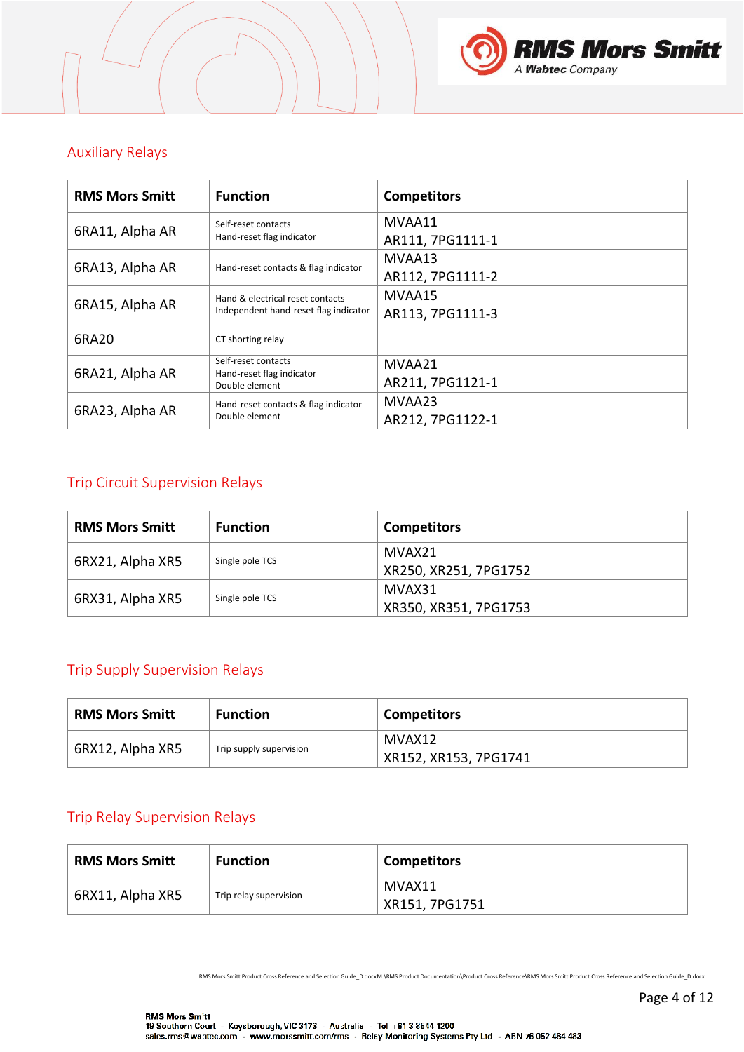## Auxiliary Relays

| RMS Mors Smitt | Function | Competitors |
|---|---|---|
| 6RA11, Alpha AR | Self-reset contacts<br>Hand-reset flag indicator | MVAA11<br>AR111, 7PG1111-1 |
| 6RA13, Alpha AR | Hand-reset contacts & flag indicator | MVAA13<br>AR112, 7PG1111-2 |
| 6RA15, Alpha AR | Hand & electrical reset contacts<br>Independent hand-reset flag indicator | MVAA15<br>AR113, 7PG1111-3 |
| 6RA20 | CT shorting relay | |
| 6RA21, Alpha AR | Self-reset contacts<br>Hand-reset flag indicator<br>Double element | MVAA21<br>AR211, 7PG1121-1 |
| 6RA23, Alpha AR | Hand-reset contacts & flag indicator<br>Double element | MVAA23<br>AR212, 7PG1122-1 |

## Trip Circuit Supervision Relays

| RMS Mors Smitt | Function | Competitors |
|---|---|---|
| 6RX21, Alpha XR5 | Single pole TCS | MVAX21<br>XR250, XR251, 7PG1752 |
| 6RX31, Alpha XR5 | Single pole TCS | MVAX31<br>XR350, XR351, 7PG1753 |

## Trip Supply Supervision Relays

| RMS Mors Smitt | Function | Competitors |
|---|---|---|
| 6RX12, Alpha XR5 | Trip supply supervision | MVAX12<br>XR152, XR153, 7PG1741 |

## Trip Relay Supervision Relays

| RMS Mors Smitt | Function | Competitors |
|---|---|---|
| 6RX11, Alpha XR5 | Trip relay supervision | MVAX11<br>XR151, 7PG1751 |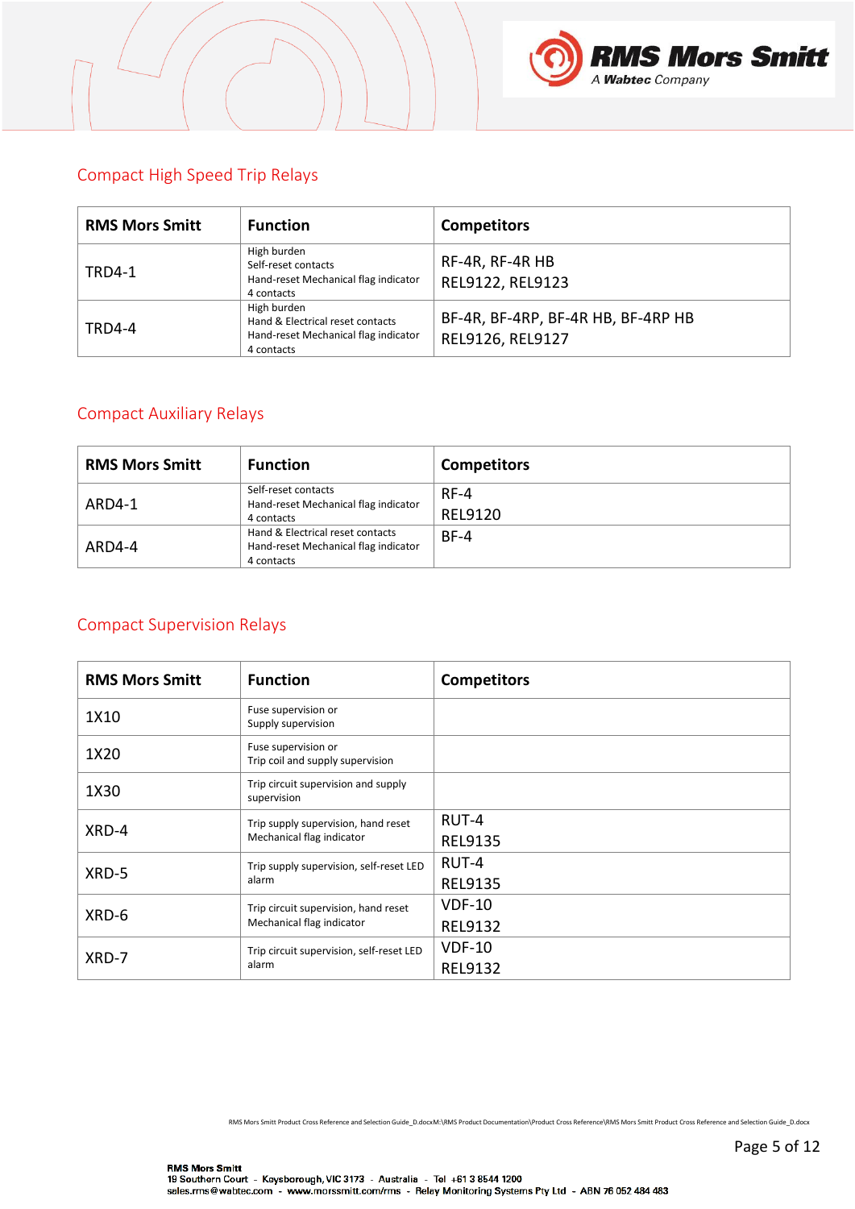## Compact High Speed Trip Relays

| RMS Mors Smitt | Function | Competitors |
|---|---|---|
| TRD4-1 | High burden<br>Self-reset contacts<br>Hand-reset Mechanical flag indicator<br>4 contacts | RF-4R, RF-4R HB<br>REL9122, REL9123 |
| TRD4-4 | High burden<br>Hand & Electrical reset contacts<br>Hand-reset Mechanical flag indicator<br>4 contacts | BF-4R, BF-4RP, BF-4R HB, BF-4RP HB<br>REL9126, REL9127 |

## Compact Auxiliary Relays

| RMS Mors Smitt | Function | Competitors |
|---|---|---|
| ARD4-1 | Self-reset contacts<br>Hand-reset Mechanical flag indicator<br>4 contacts | RF-4<br>REL9120 |
| ARD4-4 | Hand & Electrical reset contacts<br>Hand-reset Mechanical flag indicator<br>4 contacts | BF-4 |

## Compact Supervision Relays

| RMS Mors Smitt | Function | Competitors |
|---|---|---|
| 1X10 | Fuse supervision or<br>Supply supervision | |
| 1X20 | Fuse supervision or<br>Trip coil and supply supervision | |
| 1X30 | Trip circuit supervision and supply supervision | |
| XRD-4 | Trip supply supervision, hand reset Mechanical flag indicator | RUT-4<br>REL9135 |
| XRD-5 | Trip supply supervision, self-reset LED alarm | RUT-4<br>REL9135 |
| XRD-6 | Trip circuit supervision, hand reset Mechanical flag indicator | VDF-10<br>REL9132 |
| XRD-7 | Trip circuit supervision, self-reset LED alarm | VDF-10<br>REL9132 |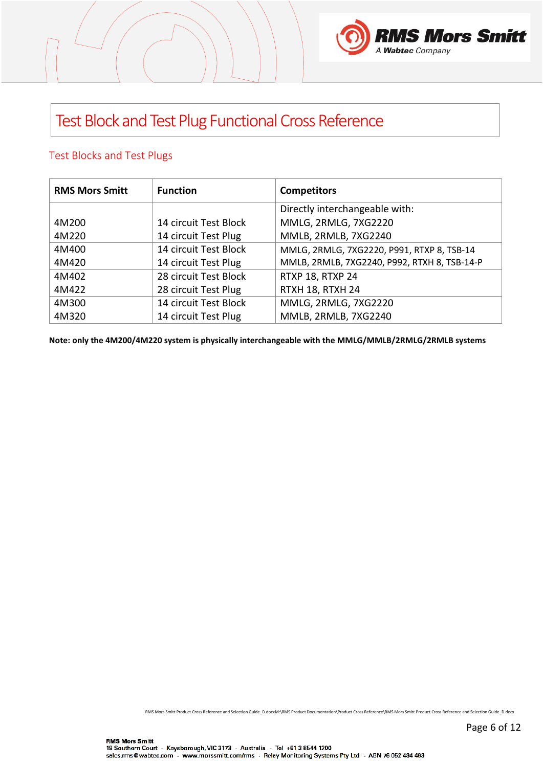# Test Block and Test Plug Functional Cross Reference

## Test Blocks and Test Plugs

| RMS Mors Smitt | Function | Competitors |
|---|---|---|
| | | Directly interchangeable with: |
| 4M200 | 14 circuit Test Block | MMLG, 2RMLG, 7XG2220 |
| 4M220 | 14 circuit Test Plug | MMLB, 2RMLB, 7XG2240 |
| 4M400 | 14 circuit Test Block | MMLG, 2RMLG, 7XG2220, P991, RTXP 8, TSB-14 |
| 4M420 | 14 circuit Test Plug | MMLB, 2RMLB, 7XG2240, P992, RTXH 8, TSB-14-P |
| 4M402 | 28 circuit Test Block | RTXP 18, RTXP 24 |
| 4M422 | 28 circuit Test Plug | RTXH 18, RTXH 24 |
| 4M300 | 14 circuit Test Block | MMLG, 2RMLG, 7XG2220 |
| 4M320 | 14 circuit Test Plug | MMLB, 2RMLB, 7XG2240 |

**Note: only the 4M200/4M220 system is physically interchangeable with the MMLG/MMLB/2RMLG/2RMLB systems**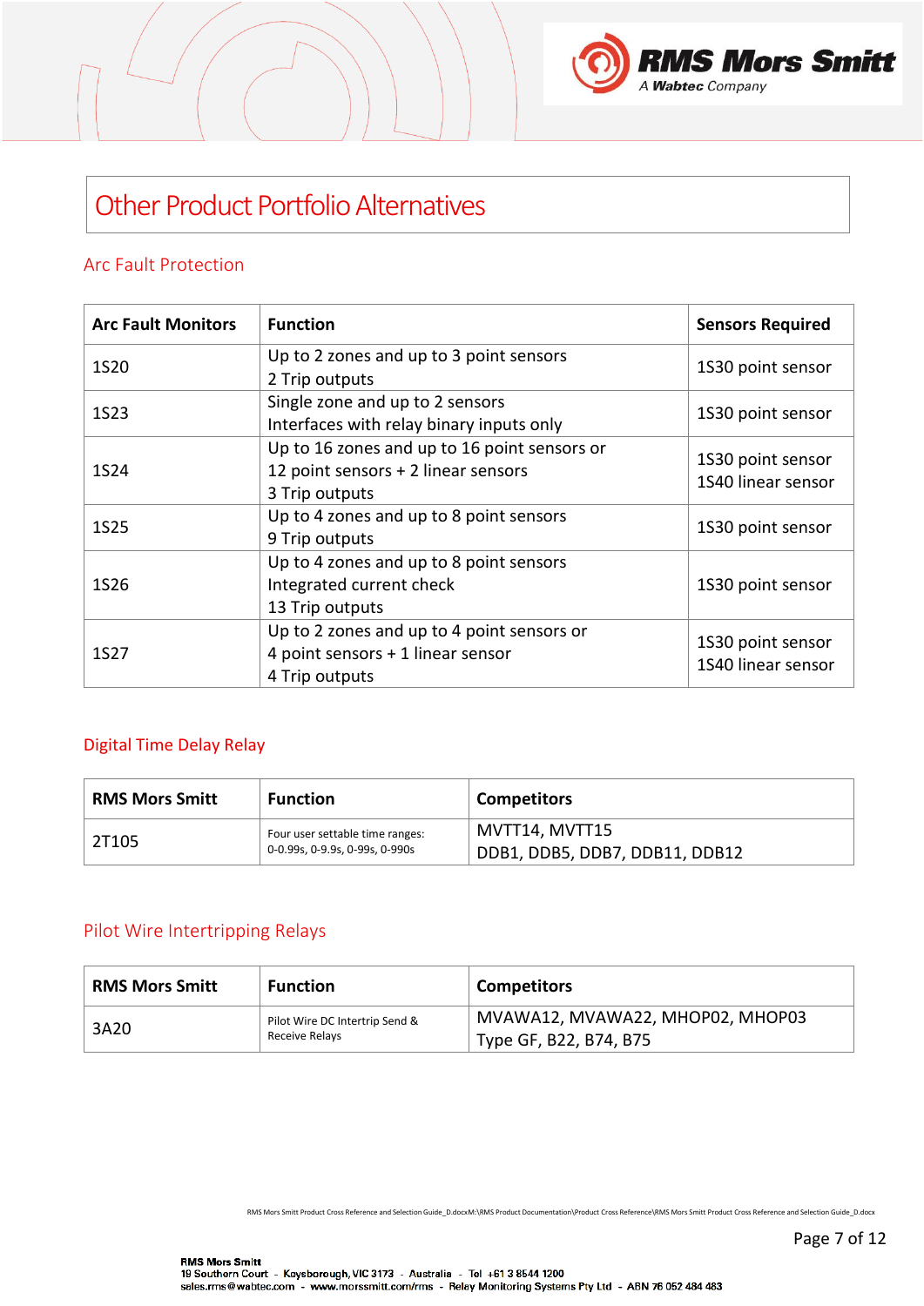# Other Product Portfolio Alternatives

## Arc Fault Protection

| Arc Fault Monitors | Function | Sensors Required |
|---|---|---|
| 1S20 | Up to 2 zones and up to 3 point sensors<br>2 Trip outputs | 1S30 point sensor |
| 1S23 | Single zone and up to 2 sensors<br>Interfaces with relay binary inputs only | 1S30 point sensor |
| 1S24 | Up to 16 zones and up to 16 point sensors or<br>12 point sensors + 2 linear sensors<br>3 Trip outputs | 1S30 point sensor<br>1S40 linear sensor |
| 1S25 | Up to 4 zones and up to 8 point sensors<br>9 Trip outputs | 1S30 point sensor |
| 1S26 | Up to 4 zones and up to 8 point sensors<br>Integrated current check<br>13 Trip outputs | 1S30 point sensor |
| 1S27 | Up to 2 zones and up to 4 point sensors or<br>4 point sensors + 1 linear sensor<br>4 Trip outputs | 1S30 point sensor<br>1S40 linear sensor |

## Digital Time Delay Relay

| RMS Mors Smitt | Function | Competitors |
|---|---|---|
| 2T105 | Four user settable time ranges:<br>0-0.99s, 0-9.9s, 0-99s, 0-990s | MVTT14, MVTT15<br>DDB1, DDB5, DDB7, DDB11, DDB12 |

## Pilot Wire Intertripping Relays

| RMS Mors Smitt | Function | Competitors |
|---|---|---|
| 3A20 | Pilot Wire DC Intertrip Send &<br>Receive Relays | MVAWA12, MVAWA22, MHOP02, MHOP03<br>Type GF, B22, B74, B75 |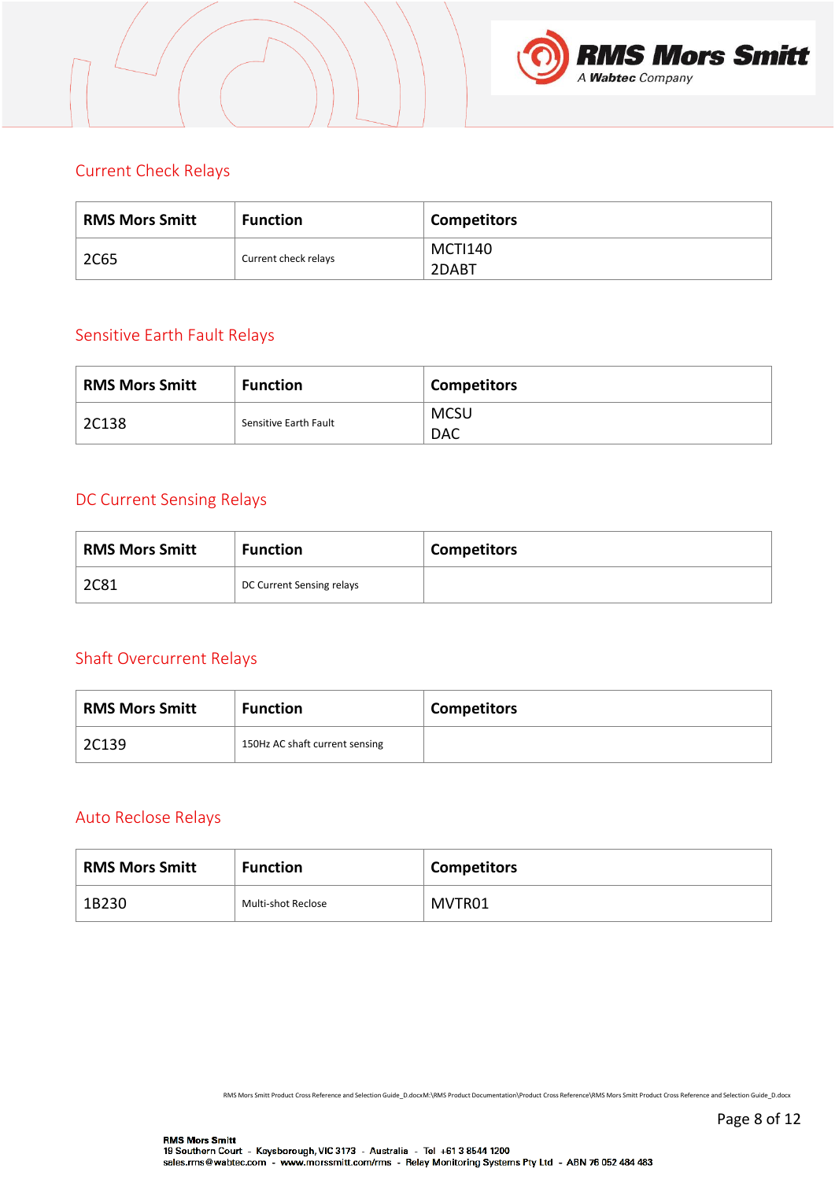## Current Check Relays

| RMS Mors Smitt | Function | Competitors |
|---|---|---|
| 2C65 | Current check relays | MCTI140<br>2DABT |

## Sensitive Earth Fault Relays

| RMS Mors Smitt | Function | Competitors |
|---|---|---|
| 2C138 | Sensitive Earth Fault | MCSU<br>DAC |

## DC Current Sensing Relays

| RMS Mors Smitt | Function | Competitors |
|---|---|---|
| 2C81 | DC Current Sensing relays | |

## Shaft Overcurrent Relays

| RMS Mors Smitt | Function | Competitors |
|---|---|---|
| 2C139 | 150Hz AC shaft current sensing | |

## Auto Reclose Relays

| RMS Mors Smitt | Function | Competitors |
|---|---|---|
| 1B230 | Multi-shot Reclose | MVTR01 |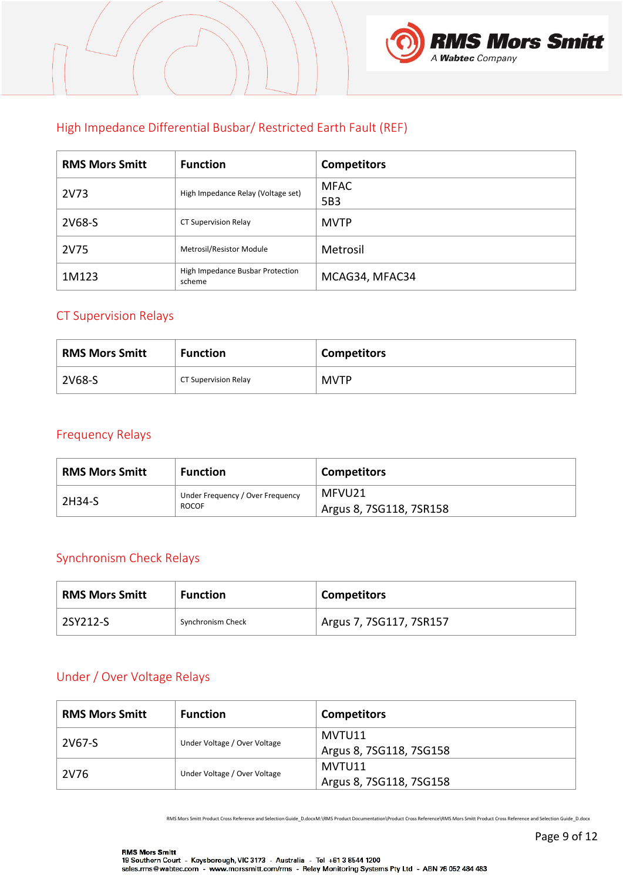## High Impedance Differential Busbar/ Restricted Earth Fault (REF)

| RMS Mors Smitt | Function | Competitors |
|---|---|---|
| 2V73 | High Impedance Relay (Voltage set) | MFAC<br>5B3 |
| 2V68-S | CT Supervision Relay | MVTP |
| 2V75 | Metrosil/Resistor Module | Metrosil |
| 1M123 | High Impedance Busbar Protection scheme | MCAG34, MFAC34 |

## CT Supervision Relays

| RMS Mors Smitt | Function | Competitors |
|---|---|---|
| 2V68-S | CT Supervision Relay | MVTP |

## Frequency Relays

| RMS Mors Smitt | Function | Competitors |
|---|---|---|
| 2H34-S | Under Frequency / Over Frequency ROCOF | MFVU21<br>Argus 8, 7SG118, 7SR158 |

## Synchronism Check Relays

| RMS Mors Smitt | Function | Competitors |
|---|---|---|
| 2SY212-S | Synchronism Check | Argus 7, 7SG117, 7SR157 |

## Under / Over Voltage Relays

| RMS Mors Smitt | Function | Competitors |
|---|---|---|
| 2V67-S | Under Voltage / Over Voltage | MVTU11<br>Argus 8, 7SG118, 7SG158 |
| 2V76 | Under Voltage / Over Voltage | MVTU11<br>Argus 8, 7SG118, 7SG158 |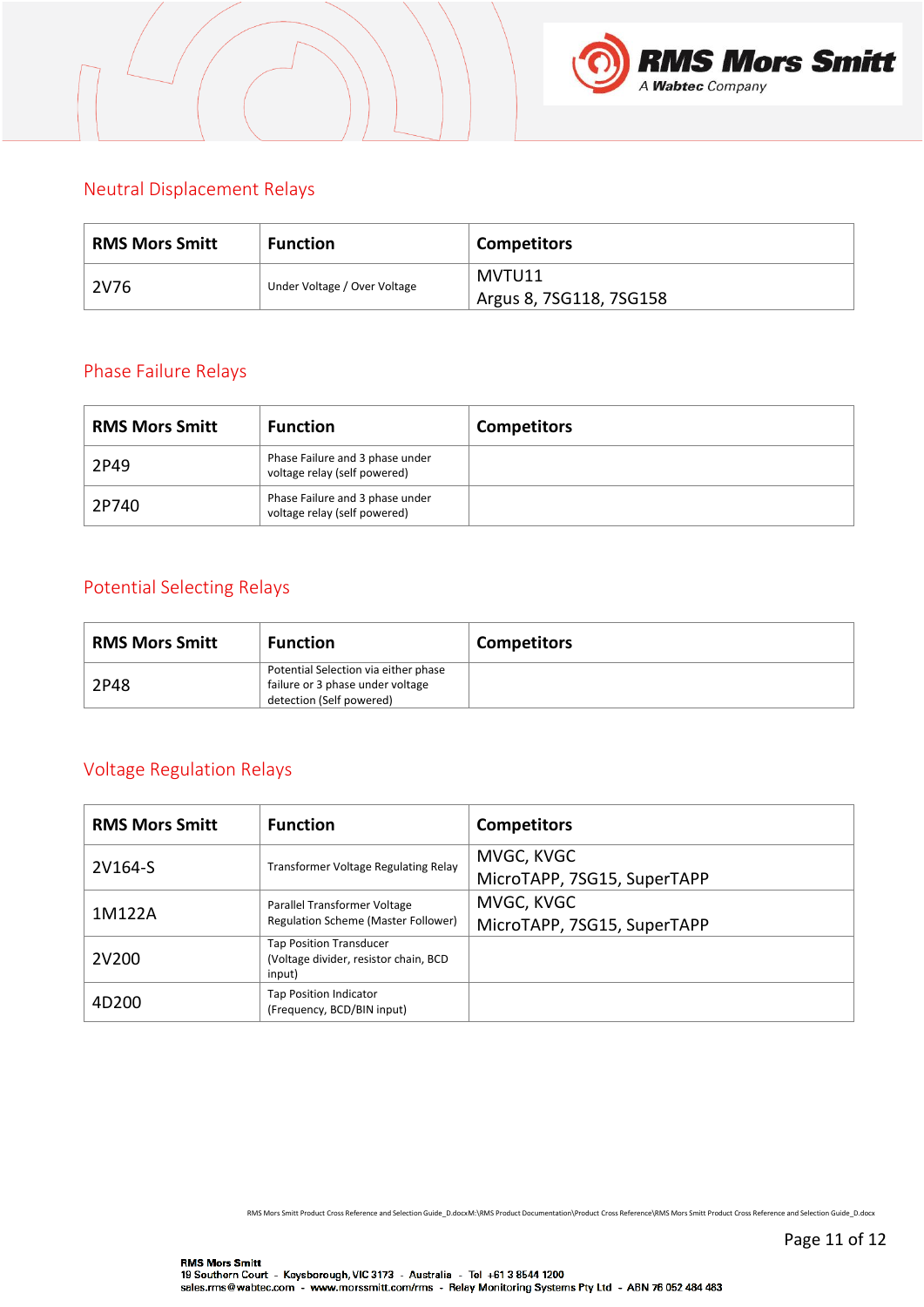## Neutral Displacement Relays

| RMS Mors Smitt | Function | Competitors |
|---|---|---|
| 2V76 | Under Voltage / Over Voltage | MVTU11<br>Argus 8, 7SG118, 7SG158 |

## Phase Failure Relays

| RMS Mors Smitt | Function | Competitors |
|---|---|---|
| 2P49 | Phase Failure and 3 phase under voltage relay (self powered) | |
| 2P740 | Phase Failure and 3 phase under voltage relay (self powered) | |

## Potential Selecting Relays

| RMS Mors Smitt | Function | Competitors |
|---|---|---|
| 2P48 | Potential Selection via either phase failure or 3 phase under voltage detection (Self powered) | |

## Voltage Regulation Relays

| RMS Mors Smitt | Function | Competitors |
|---|---|---|
| 2V164-S | Transformer Voltage Regulating Relay | MVGC, KVGC<br>MicroTAPP, 7SG15, SuperTAPP |
| 1M122A | Parallel Transformer Voltage Regulation Scheme (Master Follower) | MVGC, KVGC<br>MicroTAPP, 7SG15, SuperTAPP |
| 2V200 | Tap Position Transducer<br>(Voltage divider, resistor chain, BCD input) | |
| 4D200 | Tap Position Indicator<br>(Frequency, BCD/BIN input) | |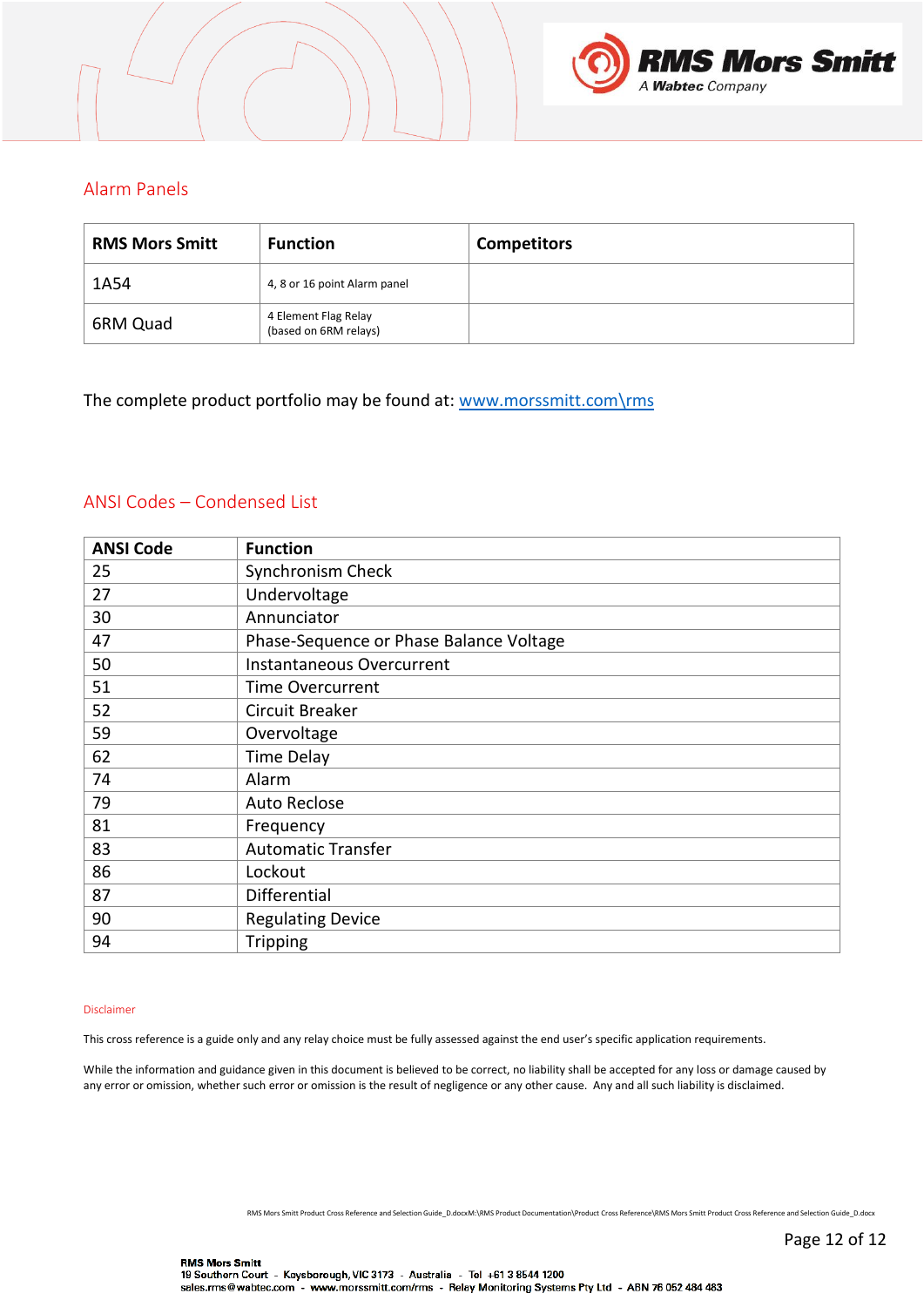## Alarm Panels

| RMS Mors Smitt | Function | Competitors |
|---|---|---|
| 1A54 | 4, 8 or 16 point Alarm panel | |
| 6RM Quad | 4 Element Flag Relay (based on 6RM relays) | |

The complete product portfolio may be found at: www.morssmitt.com\rms

## ANSI Codes – Condensed List

| ANSI Code | Function |
|---|---|
| 25 | Synchronism Check |
| 27 | Undervoltage |
| 30 | Annunciator |
| 47 | Phase-Sequence or Phase Balance Voltage |
| 50 | Instantaneous Overcurrent |
| 51 | Time Overcurrent |
| 52 | Circuit Breaker |
| 59 | Overvoltage |
| 62 | Time Delay |
| 74 | Alarm |
| 79 | Auto Reclose |
| 81 | Frequency |
| 83 | Automatic Transfer |
| 86 | Lockout |
| 87 | Differential |
| 90 | Regulating Device |
| 94 | Tripping |

### Disclaimer

This cross reference is a guide only and any relay choice must be fully assessed against the end user's specific application requirements.

While the information and guidance given in this document is believed to be correct, no liability shall be accepted for any loss or damage caused by any error or omission, whether such error or omission is the result of negligence or any other cause. Any and all such liability is disclaimed.